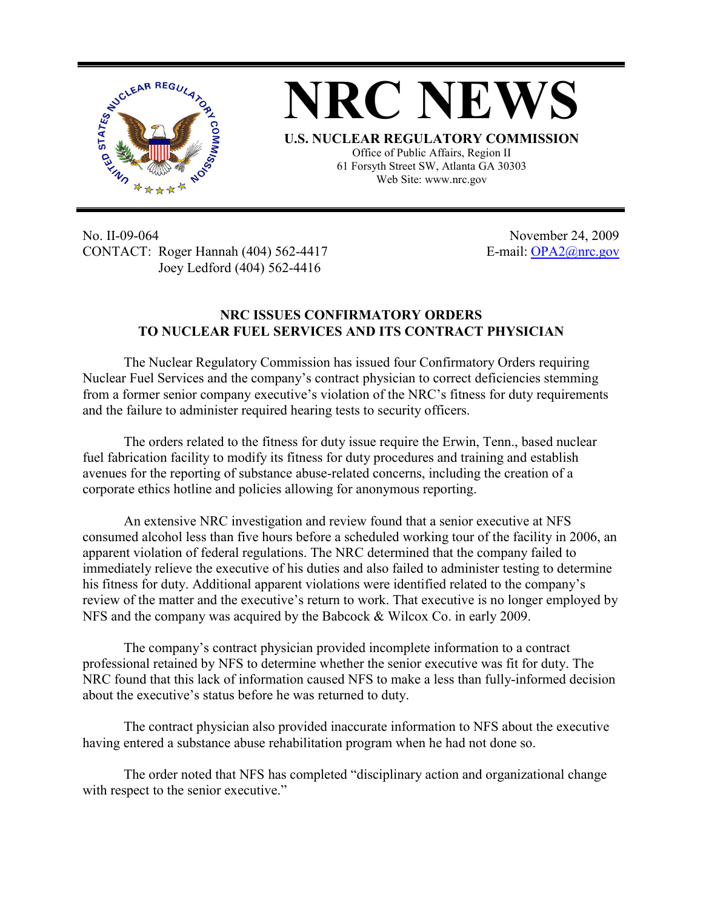# NRC NEWS

**U.S. NUCLEAR REGULATORY COMMISSION**

Office of Public Affairs, Region II
61 Forsyth Street SW, Atlanta GA 30303
Web Site: www.nrc.gov

No. II-09-064
CONTACT: Roger Hannah (404) 562-4417
Joey Ledford (404) 562-4416

November 24, 2009
E-mail: OPA2@nrc.gov

## NRC ISSUES CONFIRMATORY ORDERS TO NUCLEAR FUEL SERVICES AND ITS CONTRACT PHYSICIAN

The Nuclear Regulatory Commission has issued four Confirmatory Orders requiring Nuclear Fuel Services and the company's contract physician to correct deficiencies stemming from a former senior company executive's violation of the NRC's fitness for duty requirements and the failure to administer required hearing tests to security officers.

The orders related to the fitness for duty issue require the Erwin, Tenn., based nuclear fuel fabrication facility to modify its fitness for duty procedures and training and establish avenues for the reporting of substance abuse-related concerns, including the creation of a corporate ethics hotline and policies allowing for anonymous reporting.

An extensive NRC investigation and review found that a senior executive at NFS consumed alcohol less than five hours before a scheduled working tour of the facility in 2006, an apparent violation of federal regulations. The NRC determined that the company failed to immediately relieve the executive of his duties and also failed to administer testing to determine his fitness for duty. Additional apparent violations were identified related to the company's review of the matter and the executive's return to work. That executive is no longer employed by NFS and the company was acquired by the Babcock & Wilcox Co. in early 2009.

The company's contract physician provided incomplete information to a contract professional retained by NFS to determine whether the senior executive was fit for duty. The NRC found that this lack of information caused NFS to make a less than fully-informed decision about the executive's status before he was returned to duty.

The contract physician also provided inaccurate information to NFS about the executive having entered a substance abuse rehabilitation program when he had not done so.

The order noted that NFS has completed "disciplinary action and organizational change with respect to the senior executive."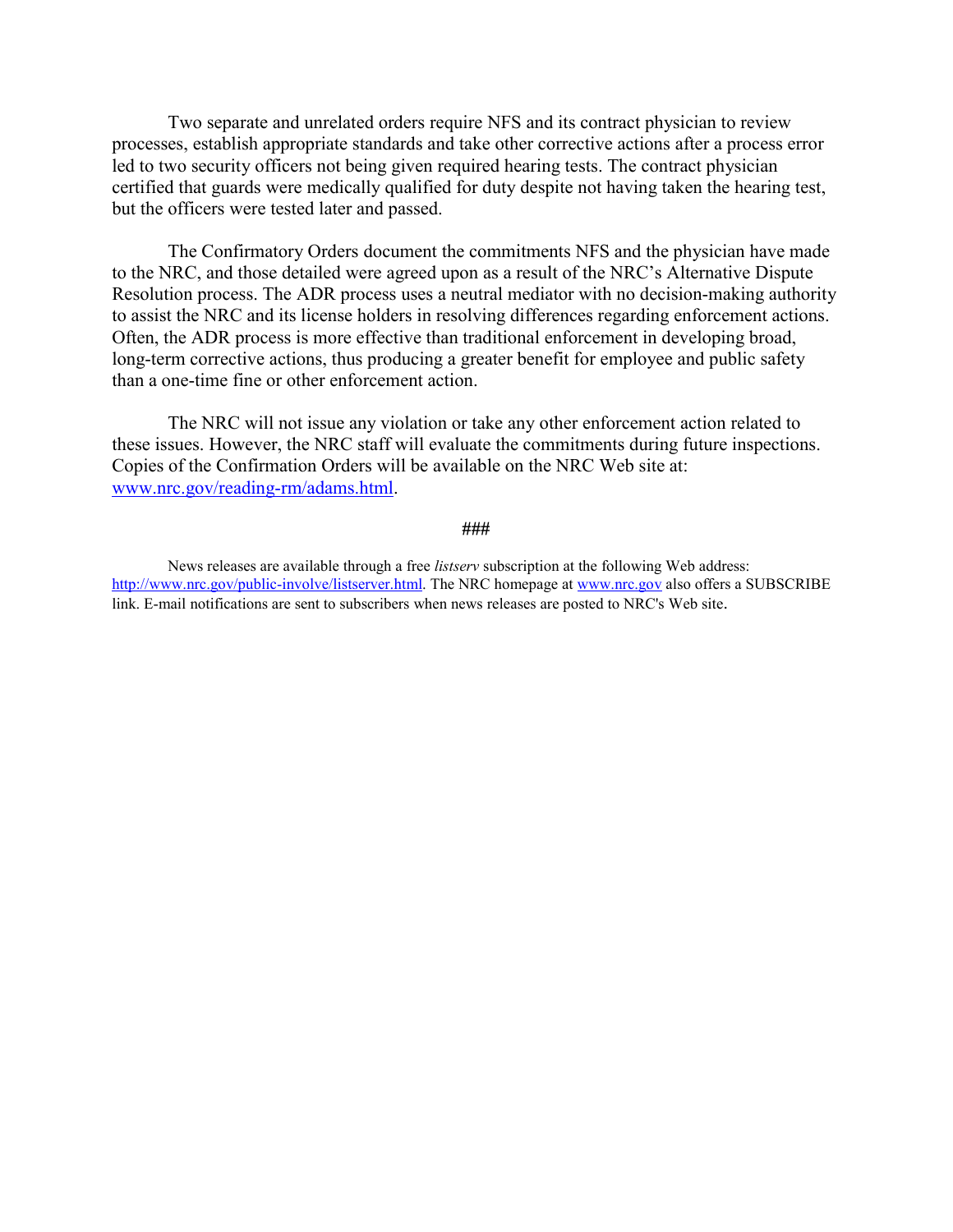Two separate and unrelated orders require NFS and its contract physician to review processes, establish appropriate standards and take other corrective actions after a process error led to two security officers not being given required hearing tests. The contract physician certified that guards were medically qualified for duty despite not having taken the hearing test, but the officers were tested later and passed.

The Confirmatory Orders document the commitments NFS and the physician have made to the NRC, and those detailed were agreed upon as a result of the NRC's Alternative Dispute Resolution process. The ADR process uses a neutral mediator with no decision-making authority to assist the NRC and its license holders in resolving differences regarding enforcement actions. Often, the ADR process is more effective than traditional enforcement in developing broad, long-term corrective actions, thus producing a greater benefit for employee and public safety than a one-time fine or other enforcement action.

The NRC will not issue any violation or take any other enforcement action related to these issues. However, the NRC staff will evaluate the commitments during future inspections. Copies of the Confirmation Orders will be available on the NRC Web site at: www.nrc.gov/reading-rm/adams.html.

###

News releases are available through a free *listserv* subscription at the following Web address: http://www.nrc.gov/public-involve/listserver.html. The NRC homepage at www.nrc.gov also offers a SUBSCRIBE link. E-mail notifications are sent to subscribers when news releases are posted to NRC's Web site.